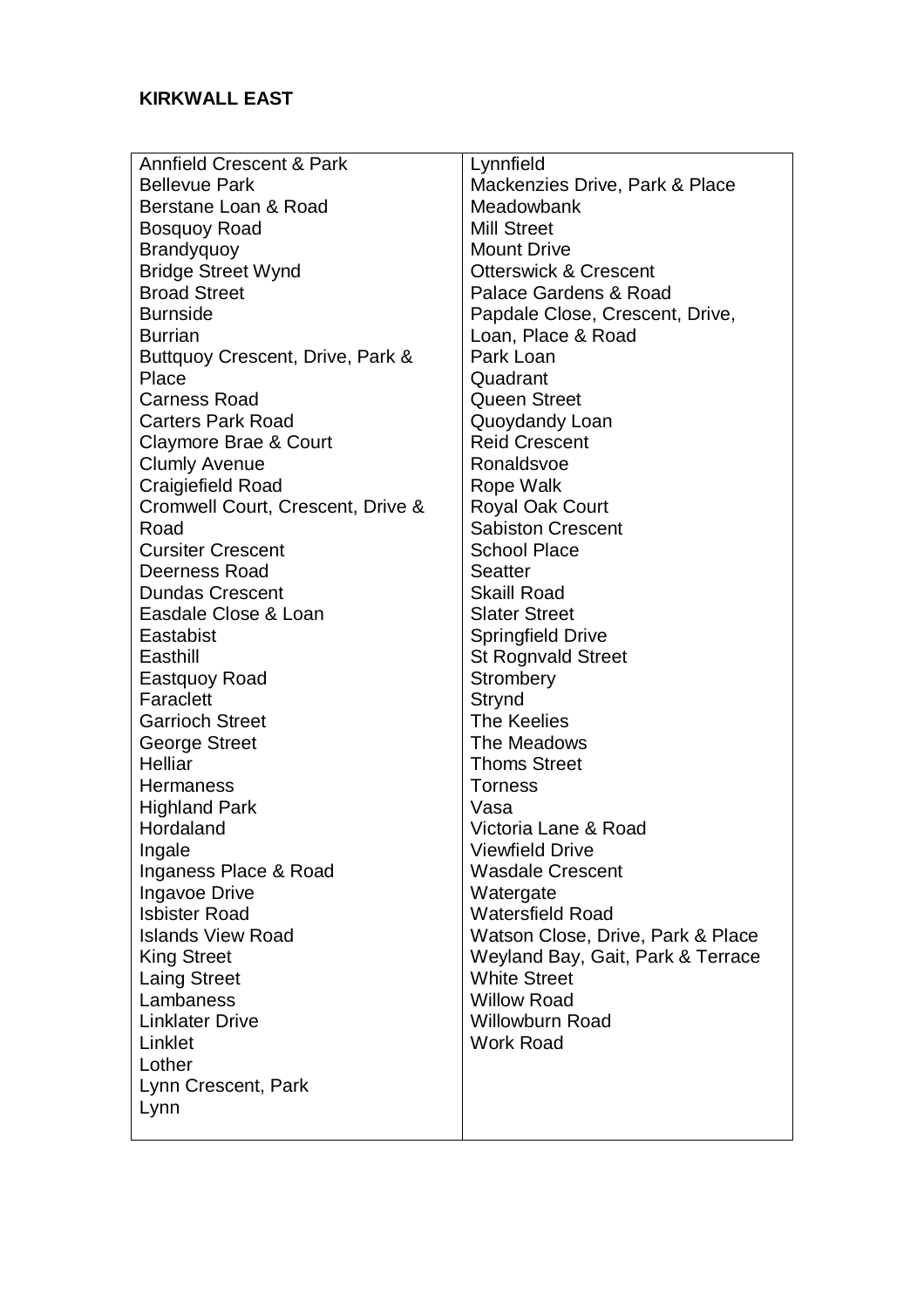**KIRKWALL EAST**

- Annfield Crescent & Park
- Bellevue Park
- Berstane Loan & Road
- Bosquoy Road
- Brandyquoy
- Bridge Street Wynd
- Broad Street
- Burnside
- Burrian
- Buttquoy Crescent, Drive, Park & Place
- Carness Road
- Carters Park Road
- Claymore Brae & Court
- Clumly Avenue
- Craigiefield Road
- Cromwell Court, Crescent, Drive & Road
- Cursiter Crescent
- Deerness Road
- Dundas Crescent
- Easdale Close & Loan
- Eastabist
- Easthill
- Eastquoy Road
- Faraclett
- Garrioch Street
- George Street
- Helliar
- Hermaness
- Highland Park
- Hordaland
- Ingale
- Inganess Place & Road
- Ingavoe Drive
- Isbister Road
- Islands View Road
- King Street
- Laing Street
- Lambaness
- Linklater Drive
- Linklet
- Lother
- Lynn Crescent, Park
- Lynn
- Lynnfield
- Mackenzies Drive, Park & Place
- Meadowbank
- Mill Street
- Mount Drive
- Otterswick & Crescent
- Palace Gardens & Road
- Papdale Close, Crescent, Drive, Loan, Place & Road
- Park Loan
- Quadrant
- Queen Street
- Quoydandy Loan
- Reid Crescent
- Ronaldsvoe
- Rope Walk
- Royal Oak Court
- Sabiston Crescent
- School Place
- Seatter
- Skaill Road
- Slater Street
- Springfield Drive
- St Rognvald Street
- Strombery
- Strynd
- The Keelies
- The Meadows
- Thoms Street
- Torness
- Vasa
- Victoria Lane & Road
- Viewfield Drive
- Wasdale Crescent
- Watergate
- Watersfield Road
- Watson Close, Drive, Park & Place
- Weyland Bay, Gait, Park & Terrace
- White Street
- Willow Road
- Willowburn Road
- Work Road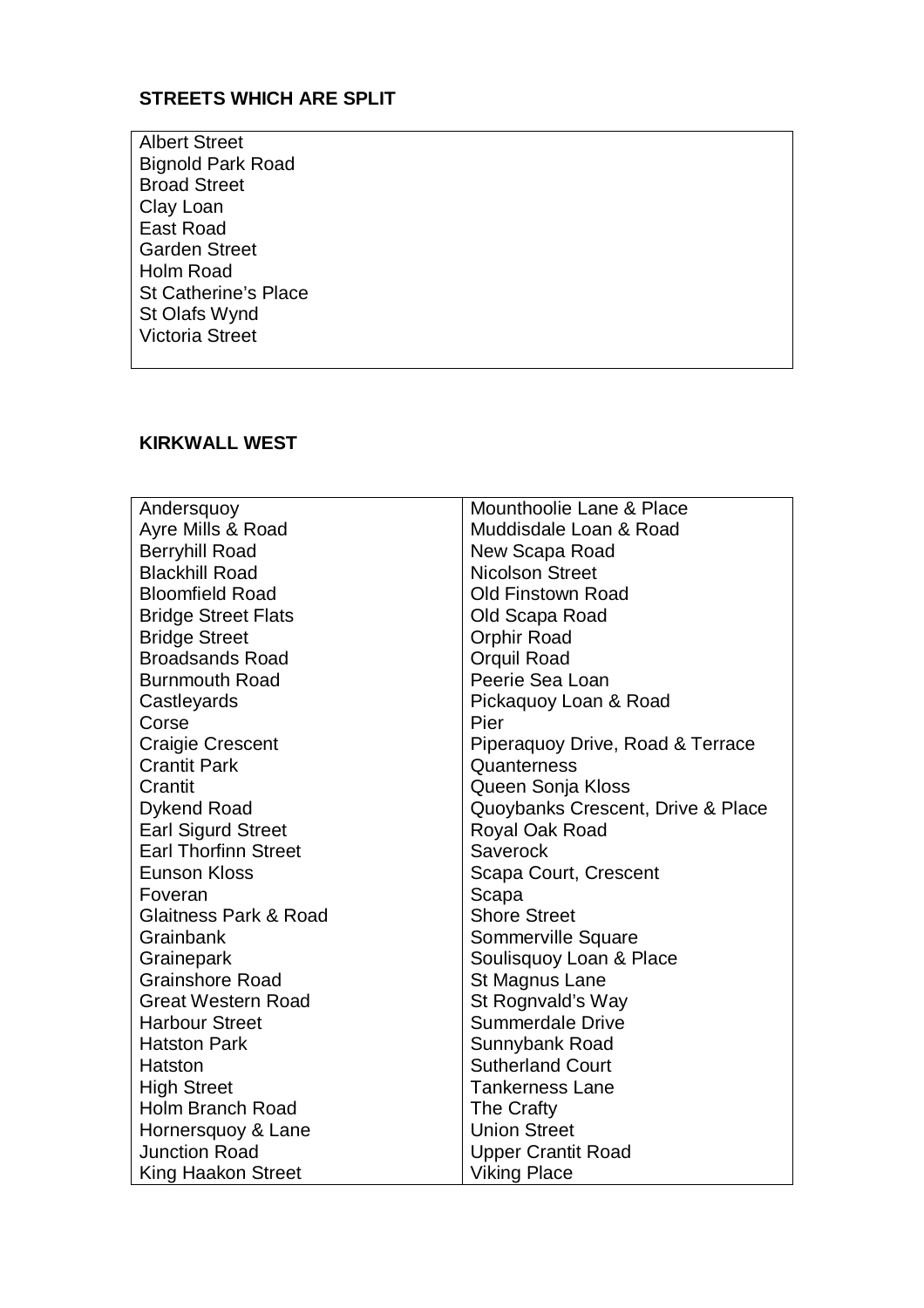**STREETS WHICH ARE SPLIT**

| Albert Street |
|---|
| Bignold Park Road |
| Broad Street |
| Clay Loan |
| East Road |
| Garden Street |
| Holm Road |
| St Catherine's Place |
| St Olafs Wynd |
| Victoria Street |

**KIRKWALL WEST**

| | |
|---|---|
| Andersquoy | Mounthoolie Lane & Place |
| Ayre Mills & Road | Muddisdale Loan & Road |
| Berryhill Road | New Scapa Road |
| Blackhill Road | Nicolson Street |
| Bloomfield Road | Old Finstown Road |
| Bridge Street Flats | Old Scapa Road |
| Bridge Street | Orphir Road |
| Broadsands Road | Orquil Road |
| Burnmouth Road | Peerie Sea Loan |
| Castleyards | Pickaquoy Loan & Road |
| Corse | Pier |
| Craigie Crescent | Piperaquoy Drive, Road & Terrace |
| Crantit Park | Quanterness |
| Crantit | Queen Sonja Kloss |
| Dykend Road | Quoybanks Crescent, Drive & Place |
| Earl Sigurd Street | Royal Oak Road |
| Earl Thorfinn Street | Saverock |
| Eunson Kloss | Scapa Court, Crescent |
| Foveran | Scapa |
| Glaitness Park & Road | Shore Street |
| Grainbank | Sommerville Square |
| Grainepark | Soulisquoy Loan & Place |
| Grainshore Road | St Magnus Lane |
| Great Western Road | St Rognvald's Way |
| Harbour Street | Summerdale Drive |
| Hatston Park | Sunnybank Road |
| Hatston | Sutherland Court |
| High Street | Tankerness Lane |
| Holm Branch Road | The Crafty |
| Hornersquoy & Lane | Union Street |
| Junction Road | Upper Crantit Road |
| King Haakon Street | Viking Place |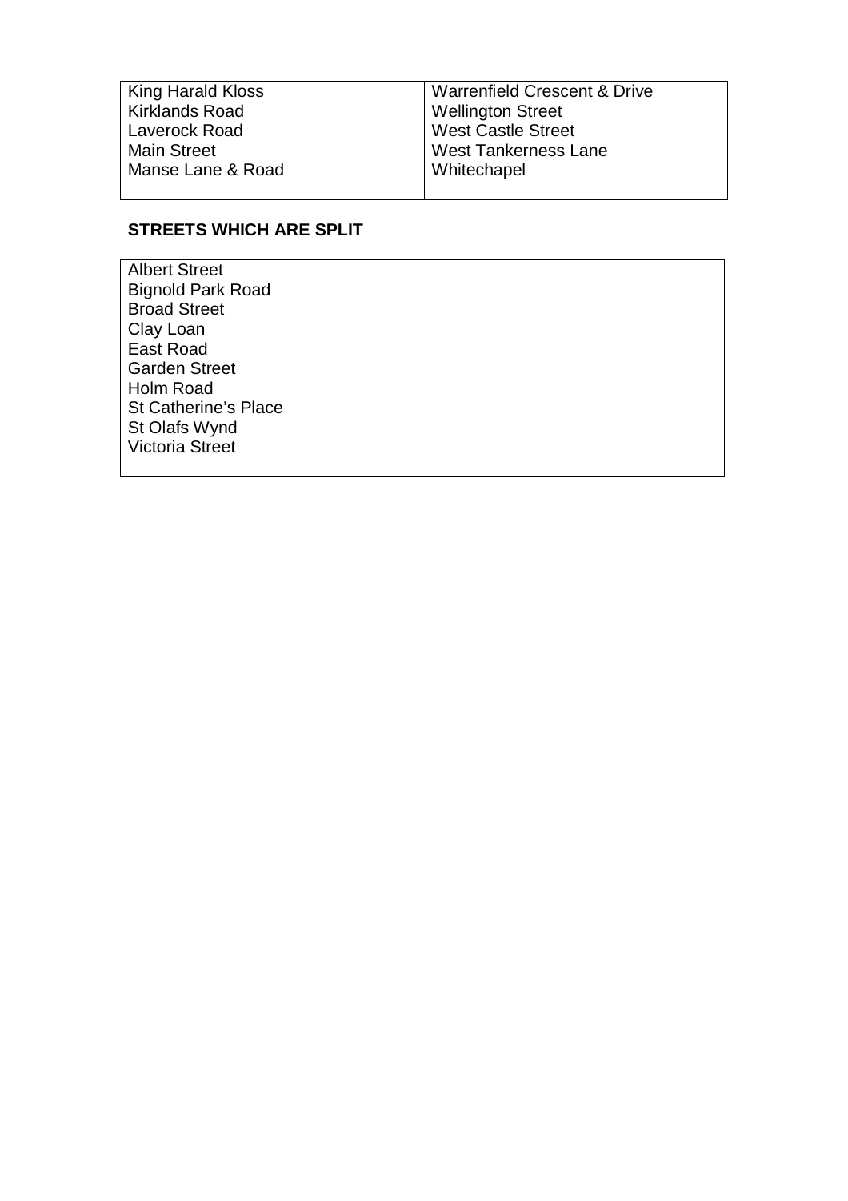| | |
|---|---|
| King Harald Kloss | Warrenfield Crescent & Drive |
| Kirklands Road | Wellington Street |
| Laverock Road | West Castle Street |
| Main Street | West Tankerness Lane |
| Manse Lane & Road | Whitechapel |

**STREETS WHICH ARE SPLIT**

| |
|---|
| Albert Street |
| Bignold Park Road |
| Broad Street |
| Clay Loan |
| East Road |
| Garden Street |
| Holm Road |
| St Catherine's Place |
| St Olafs Wynd |
| Victoria Street |